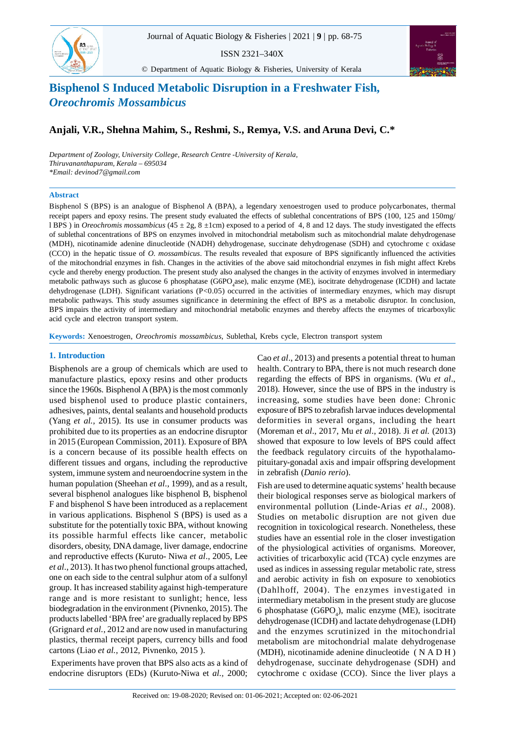# Bisphenol S Induced Metabolic Disruption in a Freshwater Fish, *Oreochromis Mossambicus*

**Anjali, V.R., Shehna Mahim, S., Reshmi, S., Remya, V.S. and Aruna Devi, C.***

*Department of Zoology, University College, Research Centre -University of Kerala, Thiruvananthapuram, Kerala – 695034*
*\*Email: devinod7@gmail.com*

## Abstract

Bisphenol S (BPS) is an analogue of Bisphenol A (BPA), a legendary xenoestrogen used to produce polycarbonates, thermal receipt papers and epoxy resins. The present study evaluated the effects of sublethal concentrations of BPS (100, 125 and 150mg/l BPS ) in *Oreochromis mossambicus* (45 ± 2g, 8 ±1cm) exposed to a period of 4, 8 and 12 days. The study investigated the effects of sublethal concentrations of BPS on enzymes involved in mitochondrial metabolism such as mitochondrial malate dehydrogenase (MDH), nicotinamide adenine dinucleotide (NADH) dehydrogenase, succinate dehydrogenase (SDH) and cytochrome c oxidase (CCO) in the hepatic tissue of *O. mossambicus*. The results revealed that exposure of BPS significantly influenced the activities of the mitochondrial enzymes in fish. Changes in the activities of the above said mitochondrial enzymes in fish might affect Krebs cycle and thereby energy production. The present study also analysed the changes in the activity of enzymes involved in intermediary metabolic pathways such as glucose 6 phosphatase (G6$PO_4$ase), malic enzyme (ME), isocitrate dehydrogenase (ICDH) and lactate dehydrogenase (LDH). Significant variations ($P<0.05$) occurred in the activities of intermediary enzymes, which may disrupt metabolic pathways. This study assumes significance in determining the effect of BPS as a metabolic disruptor. In conclusion, BPS impairs the activity of intermediary and mitochondrial metabolic enzymes and thereby affects the enzymes of tricarboxylic acid cycle and electron transport system.

**Keywords:** Xenoestrogen, *Oreochromis mossambicus*, Sublethal, Krebs cycle, Electron transport system

## 1. Introduction

Bisphenols are a group of chemicals which are used to manufacture plastics, epoxy resins and other products since the 1960s. Bisphenol A (BPA) is the most commonly used bisphenol used to produce plastic containers, adhesives, paints, dental sealants and household products (Yang *et al.*, 2015). Its use in consumer products was prohibited due to its properties as an endocrine disruptor in 2015 (European Commission, 2011). Exposure of BPA is a concern because of its possible health effects on different tissues and organs, including the reproductive system, immune system and neuroendocrine system in the human population (Sheehan *et al.*, 1999), and as a result, several bisphenol analogues like bisphenol B, bisphenol F and bisphenol S have been introduced as a replacement in various applications. Bisphenol S (BPS) is used as a substitute for the potentially toxic BPA, without knowing its possible harmful effects like cancer, metabolic disorders, obesity, DNA damage, liver damage, endocrine and reproductive effects (Kuruto- Niwa *et al.*, 2005, Lee *et al.*, 2013). It has two phenol functional groups attached, one on each side to the central sulphur atom of a sulfonyl group. It has increased stability against high-temperature range and is more resistant to sunlight; hence, less biodegradation in the environment (Pivnenko, 2015). The products labelled 'BPA free' are gradually replaced by BPS (Grignard *et al.*, 2012 and are now used in manufacturing plastics, thermal receipt papers, currency bills and food cartons (Liao *et al.*, 2012, Pivnenko, 2015 ).

Experiments have proven that BPS also acts as a kind of endocrine disruptors (EDs) (Kuruto-Niwa et *al.*, 2000; Cao *et al*., 2013) and presents a potential threat to human health. Contrary to BPA, there is not much research done regarding the effects of BPS in organisms. (Wu *et al*., 2018). However, since the use of BPS in the industry is increasing, some studies have been done: Chronic exposure of BPS to zebrafish larvae induces developmental deformities in several organs, including the heart (Moreman et *al*., 2017, Mu *et al*., 2018). Ji *et al.* (2013) showed that exposure to low levels of BPS could affect the feedback regulatory circuits of the hypothalamo-pituitary-gonadal axis and impair offspring development in zebrafish (*Danio rerio*).

Fish are used to determine aquatic systems' health because their biological responses serve as biological markers of environmental pollution (Linde-Arias *et al*., 2008). Studies on metabolic disruption are not given due recognition in toxicological research. Nonetheless, these studies have an essential role in the closer investigation of the physiological activities of organisms. Moreover, activities of tricarboxylic acid (TCA) cycle enzymes are used as indices in assessing regular metabolic rate, stress and aerobic activity in fish on exposure to xenobiotics (Dahlhoff, 2004). The enzymes investigated in intermediary metabolism in the present study are glucose 6 phosphatase (G6$PO_4$), malic enzyme (ME), isocitrate dehydrogenase (ICDH) and lactate dehydrogenase (LDH) and the enzymes scrutinized in the mitochondrial metabolism are mitochondrial malate dehydrogenase (MDH), nicotinamide adenine dinucleotide (NADH) dehydrogenase, succinate dehydrogenase (SDH) and cytochrome c oxidase (CCO). Since the liver plays a

Received on: 19-08-2020; Revised on: 01-06-2021; Accepted on: 02-06-2021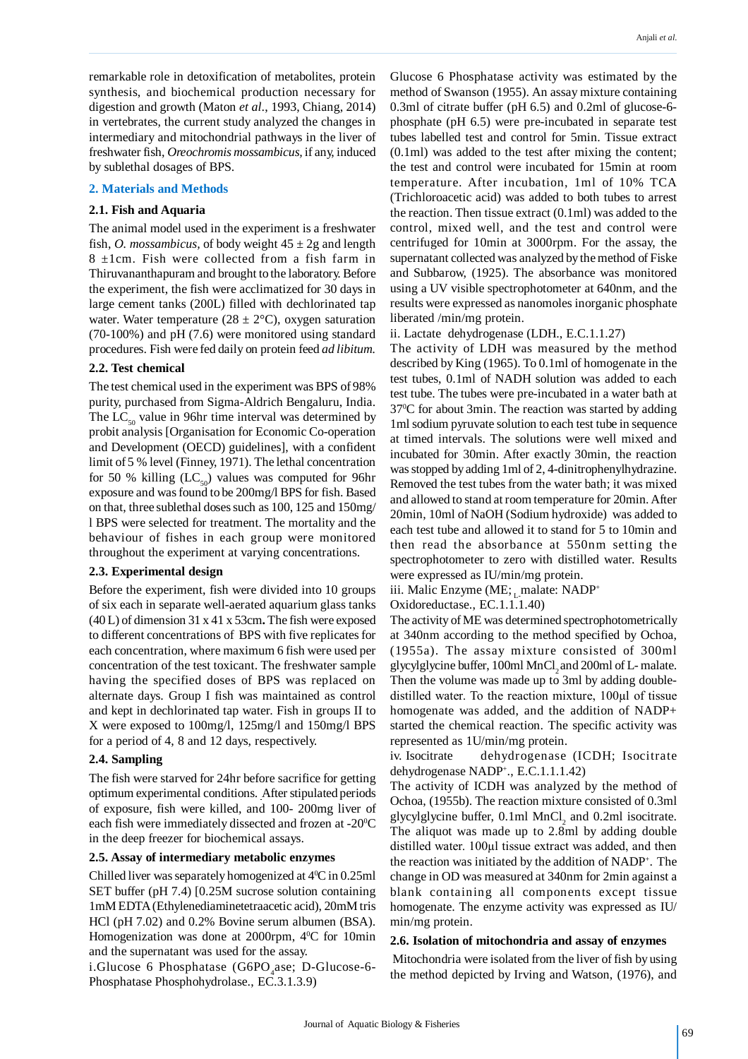remarkable role in detoxification of metabolites, protein synthesis, and biochemical production necessary for digestion and growth (Maton *et al*., 1993, Chiang, 2014) in vertebrates, the current study analyzed the changes in intermediary and mitochondrial pathways in the liver of freshwater fish, *Oreochromis mossambicus*, if any, induced by sublethal dosages of BPS.

## 2. Materials and Methods

### 2.1. Fish and Aquaria

The animal model used in the experiment is a freshwater fish, *O. mossambicus*, of body weight 45 ± 2g and length 8 ±1cm. Fish were collected from a fish farm in Thiruvananthapuram and brought to the laboratory. Before the experiment, the fish were acclimatized for 30 days in large cement tanks (200L) filled with dechlorinated tap water. Water temperature (28 ± 2°C), oxygen saturation (70-100%) and pH (7.6) were monitored using standard procedures. Fish were fed daily on protein feed *ad libitum.*

### 2.2. Test chemical

The test chemical used in the experiment was BPS of 98% purity, purchased from Sigma-Aldrich Bengaluru, India. The $LC_{50}$ value in 96hr time interval was determined by probit analysis [Organisation for Economic Co-operation and Development (OECD) guidelines], with a confident limit of 5 % level (Finney, 1971). The lethal concentration for 50 % killing ($LC_{50}$) values was computed for 96hr exposure and was found to be 200mg/l BPS for fish. Based on that, three sublethal doses such as 100, 125 and 150mg/l BPS were selected for treatment. The mortality and the behaviour of fishes in each group were monitored throughout the experiment at varying concentrations.

### 2.3. Experimental design

Before the experiment, fish were divided into 10 groups of six each in separate well-aerated aquarium glass tanks (40 L) of dimension 31 x 41 x 53cm**.** The fish were exposed to different concentrations of BPS with five replicates for each concentration, where maximum 6 fish were used per concentration of the test toxicant. The freshwater sample having the specified doses of BPS was replaced on alternate days. Group I fish was maintained as control and kept in dechlorinated tap water. Fish in groups II to X were exposed to 100mg/l, 125mg/l and 150mg/l BPS for a period of 4, 8 and 12 days, respectively.

### 2.4. Sampling

The fish were starved for 24hr before sacrifice for getting optimum experimental conditions. After stipulated periods of exposure, fish were killed, and 100- 200mg liver of each fish were immediately dissected and frozen at -20$^0$C in the deep freezer for biochemical assays.

### 2.5. Assay of intermediary metabolic enzymes

Chilled liver was separately homogenized at 4$^0$C in 0.25ml SET buffer (pH 7.4) [0.25M sucrose solution containing 1mM EDTA (Ethylenediaminetetraacetic acid), 20mM tris HCl (pH 7.02) and 0.2% Bovine serum albumen (BSA). Homogenization was done at 2000rpm, 4$^0$C for 10min and the supernatant was used for the assay.

i. Glucose 6 Phosphatase ($G6PO_4$ase; D-Glucose-6-Phosphatase Phosphohydrolase., EC.3.1.3.9)

Glucose 6 Phosphatase activity was estimated by the method of Swanson (1955). An assay mixture containing 0.3ml of citrate buffer (pH 6.5) and 0.2ml of glucose-6-phosphate (pH 6.5) were pre-incubated in separate test tubes labelled test and control for 5min. Tissue extract (0.1ml) was added to the test after mixing the content; the test and control were incubated for 15min at room temperature. After incubation, 1ml of 10% TCA (Trichloroacetic acid) was added to both tubes to arrest the reaction. Then tissue extract (0.1ml) was added to the control, mixed well, and the test and control were centrifuged for 10min at 3000rpm. For the assay, the supernatant collected was analyzed by the method of Fiske and Subbarow, (1925). The absorbance was monitored using a UV visible spectrophotometer at 640nm, and the results were expressed as nanomoles inorganic phosphate liberated /min/mg protein.

ii. Lactate dehydrogenase (LDH., E.C.1.1.27)

The activity of LDH was measured by the method described by King (1965). To 0.1ml of homogenate in the test tubes, 0.1ml of NADH solution was added to each test tube. The tubes were pre-incubated in a water bath at 37$^0$C for about 3min. The reaction was started by adding 1ml sodium pyruvate solution to each test tube in sequence at timed intervals. The solutions were well mixed and incubated for 30min. After exactly 30min, the reaction was stopped by adding 1ml of 2, 4-dinitrophenylhydrazine. Removed the test tubes from the water bath; it was mixed and allowed to stand at room temperature for 20min. After 20min, 10ml of NaOH (Sodium hydroxide) was added to each test tube and allowed it to stand for 5 to 10min and then read the absorbance at 550nm setting the spectrophotometer to zero with distilled water. Results were expressed as IU/min/mg protein.

iii. Malic Enzyme (ME; $_L$-malate: $NADP^+$ Oxidoreductase., EC.1.1.1.40)

The activity of ME was determined spectrophotometrically at 340nm according to the method specified by Ochoa, (1955a). The assay mixture consisted of 300ml glycylglycine buffer, 100ml $MnCl_2$ and 200ml of L- malate. Then the volume was made up to 3ml by adding double-distilled water. To the reaction mixture, 100µl of tissue homogenate was added, and the addition of NADP+ started the chemical reaction. The specific activity was represented as 1U/min/mg protein.

iv. Isocitrate dehydrogenase (ICDH; Isocitrate dehydrogenase $NADP^+$., E.C.1.1.1.42)

The activity of ICDH was analyzed by the method of Ochoa, (1955b). The reaction mixture consisted of 0.3ml glycylglycine buffer, 0.1ml $MnCl_2$ and 0.2ml isocitrate. The aliquot was made up to 2.8ml by adding double distilled water. 100µl tissue extract was added, and then the reaction was initiated by the addition of $NADP^+$. The change in OD was measured at 340nm for 2min against a blank containing all components except tissue homogenate. The enzyme activity was expressed as IU/min/mg protein.

### 2.6. Isolation of mitochondria and assay of enzymes

Mitochondria were isolated from the liver of fish by using the method depicted by Irving and Watson, (1976), and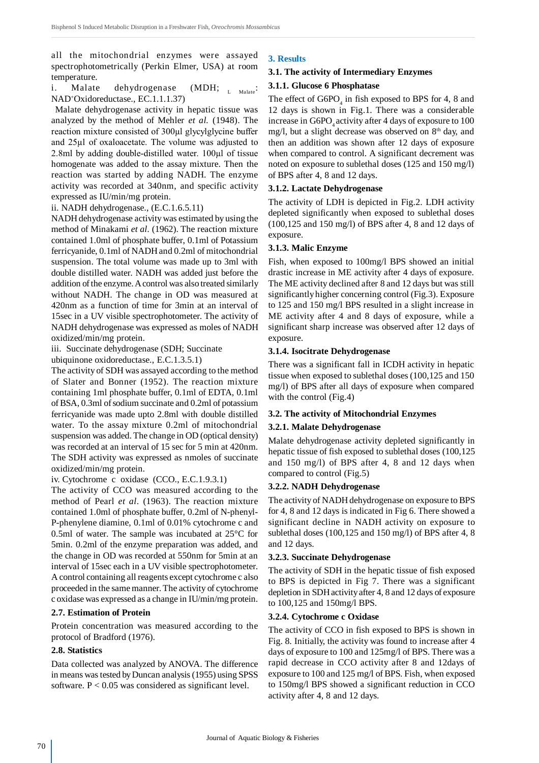all the mitochondrial enzymes were assayed spectrophotometrically (Perkin Elmer, USA) at room temperature.

i. Malate dehydrogenase (MDH; $_{L\ Malate}$: NAD$^+$Oxidoreductase., EC.1.1.1.37)

Malate dehydrogenase activity in hepatic tissue was analyzed by the method of Mehler *et al.* (1948). The reaction mixture consisted of 300µl glycylglycine buffer and 25µl of oxaloacetate. The volume was adjusted to 2.8ml by adding double-distilled water. 100µl of tissue homogenate was added to the assay mixture. Then the reaction was started by adding NADH. The enzyme activity was recorded at 340nm, and specific activity expressed as IU/min/mg protein.

ii. NADH dehydrogenase., (E.C.1.6.5.11)

NADH dehydrogenase activity was estimated by using the method of Minakami *et al.* (1962). The reaction mixture contained 1.0ml of phosphate buffer, 0.1ml of Potassium ferricyanide, 0.1ml of NADH and 0.2ml of mitochondrial suspension. The total volume was made up to 3ml with double distilled water. NADH was added just before the addition of the enzyme. A control was also treated similarly without NADH. The change in OD was measured at 420nm as a function of time for 3min at an interval of 15sec in a UV visible spectrophotometer. The activity of NADH dehydrogenase was expressed as moles of NADH oxidized/min/mg protein.

iii. Succinate dehydrogenase (SDH; Succinate ubiquinone oxidoreductase., E.C.1.3.5.1)

The activity of SDH was assayed according to the method of Slater and Bonner (1952). The reaction mixture containing 1ml phosphate buffer, 0.1ml of EDTA, 0.1ml of BSA, 0.3ml of sodium succinate and 0.2ml of potassium ferricyanide was made upto 2.8ml with double distilled water. To the assay mixture 0.2ml of mitochondrial suspension was added. The change in OD (optical density) was recorded at an interval of 15 sec for 5 min at 420nm. The SDH activity was expressed as nmoles of succinate oxidized/min/mg protein.

iv. Cytochrome c oxidase (CCO., E.C.1.9.3.1)

The activity of CCO was measured according to the method of Pearl *et al.* (1963). The reaction mixture contained 1.0ml of phosphate buffer, 0.2ml of N-phenyl-P-phenylene diamine, 0.1ml of 0.01% cytochrome c and 0.5ml of water. The sample was incubated at 25°C for 5min. 0.2ml of the enzyme preparation was added, and the change in OD was recorded at 550nm for 5min at an interval of 15sec each in a UV visible spectrophotometer. A control containing all reagents except cytochrome c also proceeded in the same manner. The activity of cytochrome c oxidase was expressed as a change in IU/min/mg protein.

### 2.7. Estimation of Protein

Protein concentration was measured according to the protocol of Bradford (1976).

### 2.8. Statistics

Data collected was analyzed by ANOVA. The difference in means was tested by Duncan analysis (1955) using SPSS software. $P < 0.05$ was considered as significant level.

## 3. Results

### 3.1. The activity of Intermediary Enzymes

#### 3.1.1. Glucose 6 Phosphatase

The effect of $G6PO_4$ in fish exposed to BPS for 4, 8 and 12 days is shown in Fig.1. There was a considerable increase in $G6PO_4$ activity after 4 days of exposure to 100 mg/l, but a slight decrease was observed on 8$^{th}$ day, and then an addition was shown after 12 days of exposure when compared to control. A significant decrement was noted on exposure to sublethal doses (125 and 150 mg/l) of BPS after 4, 8 and 12 days.

#### 3.1.2. Lactate Dehydrogenase

The activity of LDH is depicted in Fig.2. LDH activity depleted significantly when exposed to sublethal doses (100,125 and 150 mg/l) of BPS after 4, 8 and 12 days of exposure.

#### 3.1.3. Malic Enzyme

Fish, when exposed to 100mg/l BPS showed an initial drastic increase in ME activity after 4 days of exposure. The ME activity declined after 8 and 12 days but was still significantly higher concerning control (Fig.3). Exposure to 125 and 150 mg/l BPS resulted in a slight increase in ME activity after 4 and 8 days of exposure, while a significant sharp increase was observed after 12 days of exposure.

#### 3.1.4. Isocitrate Dehydrogenase

There was a significant fall in ICDH activity in hepatic tissue when exposed to sublethal doses (100,125 and 150 mg/l) of BPS after all days of exposure when compared with the control (Fig.4)

### 3.2. The activity of Mitochondrial Enzymes

#### 3.2.1. Malate Dehydrogenase

Malate dehydrogenase activity depleted significantly in hepatic tissue of fish exposed to sublethal doses (100,125 and 150 mg/l) of BPS after 4, 8 and 12 days when compared to control (Fig.5)

#### 3.2.2. NADH Dehydrogenase

The activity of NADH dehydrogenase on exposure to BPS for 4, 8 and 12 days is indicated in Fig 6. There showed a significant decline in NADH activity on exposure to sublethal doses (100,125 and 150 mg/l) of BPS after 4, 8 and 12 days.

#### 3.2.3. Succinate Dehydrogenase

The activity of SDH in the hepatic tissue of fish exposed to BPS is depicted in Fig 7. There was a significant depletion in SDH activity after 4, 8 and 12 days of exposure to 100,125 and 150mg/l BPS.

#### 3.2.4. Cytochrome c Oxidase

The activity of CCO in fish exposed to BPS is shown in Fig. 8. Initially, the activity was found to increase after 4 days of exposure to 100 and 125mg/l of BPS. There was a rapid decrease in CCO activity after 8 and 12days of exposure to 100 and 125 mg/l of BPS. Fish, when exposed to 150mg/l BPS showed a significant reduction in CCO activity after 4, 8 and 12 days.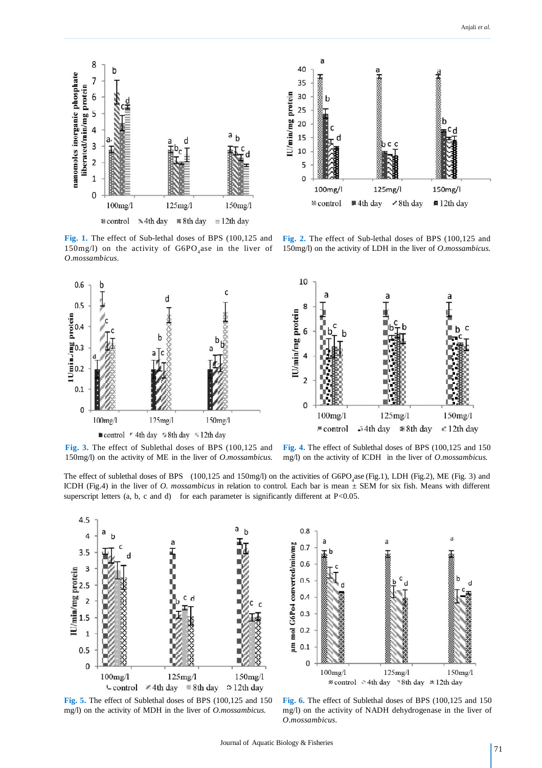**Fig. 1.** The effect of Sub-lethal doses of BPS (100,125 and 150mg/l) on the activity of $G6PO_4ase$ in the liver of *O.mossambicus*.

**Fig. 2.** The effect of Sub-lethal doses of BPS (100,125 and 150mg/l) on the activity of LDH in the liver of *O.mossambicus*.

**Fig. 3.** The effect of Sublethal doses of BPS (100,125 and 150mg/l) on the activity of ME in the liver of *O.mossambicus*.

**Fig. 4.** The effect of Sublethal doses of BPS (100,125 and 150 mg/l) on the activity of ICDH in the liver of *O.mossambicus*.

The effect of sublethal doses of BPS (100,125 and 150mg/l) on the activities of $G6PO_4ase$ (Fig.1), LDH (Fig.2), ME (Fig. 3) and ICDH (Fig.4) in the liver of *O. mossambicus* in relation to control. Each bar is mean ± SEM for six fish. Means with different superscript letters (a, b, c and d) for each parameter is significantly different at $P<0.05$.

**Fig. 5.** The effect of Sublethal doses of BPS (100,125 and 150 mg/l) on the activity of MDH in the liver of *O.mossambicus*.

**Fig. 6.** The effect of Sublethal doses of BPS (100,125 and 150 mg/l) on the activity of NADH dehydrogenase in the liver of *O.mossambicus*.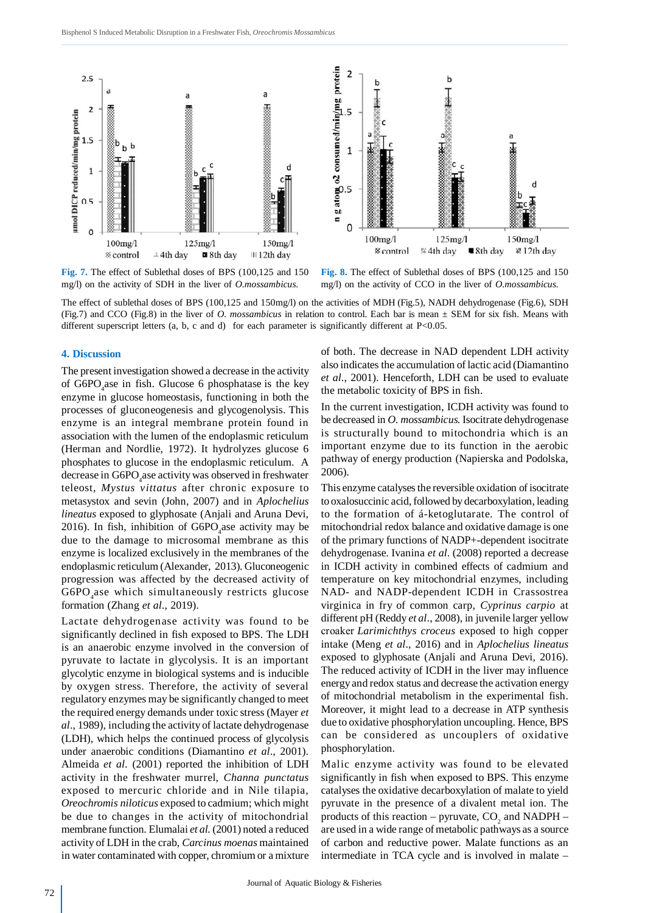Fig. 7. The effect of Sublethal doses of BPS (100,125 and 150 mg/l) on the activity of SDH in the liver of *O.mossambicus.*

Fig. 8. The effect of Sublethal doses of BPS (100,125 and 150 mg/l) on the activity of CCO in the liver of *O.mossambicus.*

The effect of sublethal doses of BPS (100,125 and 150mg/l) on the activities of MDH (Fig.5), NADH dehydrogenase (Fig.6), SDH (Fig.7) and CCO (Fig.8) in the liver of *O. mossambicus* in relation to control. Each bar is mean ± SEM for six fish. Means with different superscript letters (a, b, c and d) for each parameter is significantly different at P<0.05.

## 4. Discussion

The present investigation showed a decrease in the activity of $G6PO_4$ase in fish. Glucose 6 phosphatase is the key enzyme in glucose homeostasis, functioning in both the processes of gluconeogenesis and glycogenolysis. This enzyme is an integral membrane protein found in association with the lumen of the endoplasmic reticulum (Herman and Nordlie, 1972). It hydrolyzes glucose 6 phosphates to glucose in the endoplasmic reticulum. A decrease in $G6PO_4$ase activity was observed in freshwater teleost, *Mystus vittatus* after chronic exposure to metasystox and sevin (John, 2007) and in *Aplochelius lineatus* exposed to glyphosate (Anjali and Aruna Devi, 2016). In fish, inhibition of $G6PO_4$ase activity may be due to the damage to microsomal membrane as this enzyme is localized exclusively in the membranes of the endoplasmic reticulum (Alexander, 2013). Gluconeogenic progression was affected by the decreased activity of $G6PO_4$ase which simultaneously restricts glucose formation (Zhang *et al*., 2019).

Lactate dehydrogenase activity was found to be significantly declined in fish exposed to BPS. The LDH is an anaerobic enzyme involved in the conversion of pyruvate to lactate in glycolysis. It is an important glycolytic enzyme in biological systems and is inducible by oxygen stress. Therefore, the activity of several regulatory enzymes may be significantly changed to meet the required energy demands under toxic stress (Mayer *et al*., 1989), including the activity of lactate dehydrogenase (LDH), which helps the continued process of glycolysis under anaerobic conditions (Diamantino *et al*., 2001). Almeida *et al*. (2001) reported the inhibition of LDH activity in the freshwater murrel, *Channa punctatus* exposed to mercuric chloride and in Nile tilapia, *Oreochromis niloticus* exposed to cadmium; which might be due to changes in the activity of mitochondrial membrane function. Elumalai *et al.* (2001) noted a reduced activity of LDH in the crab, *Carcinus moenas* maintained in water contaminated with copper, chromium or a mixture of both. The decrease in NAD dependent LDH activity also indicates the accumulation of lactic acid (Diamantino *et al*., 2001). Henceforth, LDH can be used to evaluate the metabolic toxicity of BPS in fish.

In the current investigation, ICDH activity was found to be decreased in *O. mossambicus*. Isocitrate dehydrogenase is structurally bound to mitochondria which is an important enzyme due to its function in the aerobic pathway of energy production (Napierska and Podolska, 2006).

This enzyme catalyses the reversible oxidation of isocitrate to oxalosuccinic acid, followed by decarboxylation, leading to the formation of á-ketoglutarate. The control of mitochondrial redox balance and oxidative damage is one of the primary functions of NADP+-dependent isocitrate dehydrogenase. Ivanina *et al*. (2008) reported a decrease in ICDH activity in combined effects of cadmium and temperature on key mitochondrial enzymes, including NAD- and NADP-dependent ICDH in Crassostrea virginica in fry of common carp, *Cyprinus carpio* at different pH (Reddy *et al*., 2008), in juvenile larger yellow croaker *Larimichthys croceus* exposed to high copper intake (Meng *et al*., 2016) and in *Aplochelius lineatus* exposed to glyphosate (Anjali and Aruna Devi, 2016). The reduced activity of ICDH in the liver may influence energy and redox status and decrease the activation energy of mitochondrial metabolism in the experimental fish. Moreover, it might lead to a decrease in ATP synthesis due to oxidative phosphorylation uncoupling. Hence, BPS can be considered as uncouplers of oxidative phosphorylation.

Malic enzyme activity was found to be elevated significantly in fish when exposed to BPS. This enzyme catalyses the oxidative decarboxylation of malate to yield pyruvate in the presence of a divalent metal ion. The products of this reaction – pyruvate, $CO_2$ and NADPH – are used in a wide range of metabolic pathways as a source of carbon and reductive power. Malate functions as an intermediate in TCA cycle and is involved in malate –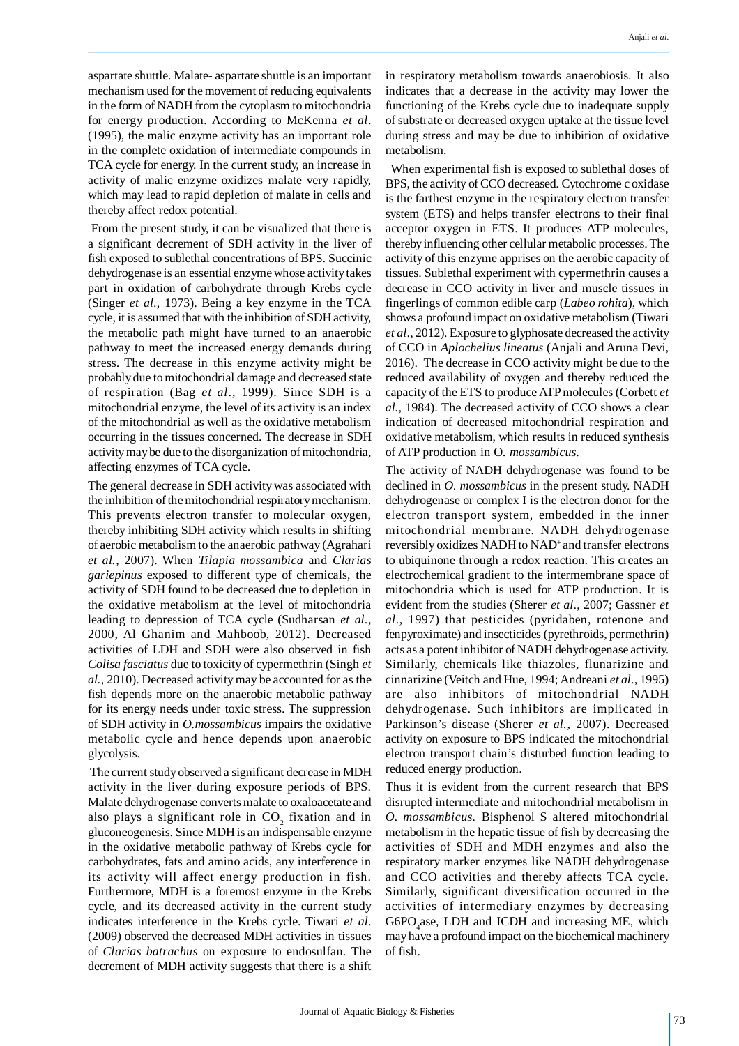aspartate shuttle. Malate- aspartate shuttle is an important mechanism used for the movement of reducing equivalents in the form of NADH from the cytoplasm to mitochondria for energy production. According to McKenna *et al*. (1995), the malic enzyme activity has an important role in the complete oxidation of intermediate compounds in TCA cycle for energy. In the current study, an increase in activity of malic enzyme oxidizes malate very rapidly, which may lead to rapid depletion of malate in cells and thereby affect redox potential.

From the present study, it can be visualized that there is a significant decrement of SDH activity in the liver of fish exposed to sublethal concentrations of BPS. Succinic dehydrogenase is an essential enzyme whose activity takes part in oxidation of carbohydrate through Krebs cycle (Singer *et al*., 1973). Being a key enzyme in the TCA cycle, it is assumed that with the inhibition of SDH activity, the metabolic path might have turned to an anaerobic pathway to meet the increased energy demands during stress. The decrease in this enzyme activity might be probably due to mitochondrial damage and decreased state of respiration (Bag *et al*., 1999). Since SDH is a mitochondrial enzyme, the level of its activity is an index of the mitochondrial as well as the oxidative metabolism occurring in the tissues concerned. The decrease in SDH activity may be due to the disorganization of mitochondria, affecting enzymes of TCA cycle.

The general decrease in SDH activity was associated with the inhibition of the mitochondrial respiratory mechanism. This prevents electron transfer to molecular oxygen, thereby inhibiting SDH activity which results in shifting of aerobic metabolism to the anaerobic pathway (Agrahari *et al.,* 2007). When *Tilapia mossambica* and *Clarias gariepinus* exposed to different type of chemicals, the activity of SDH found to be decreased due to depletion in the oxidative metabolism at the level of mitochondria leading to depression of TCA cycle (Sudharsan *et al*., 2000, Al Ghanim and Mahboob, 2012). Decreased activities of LDH and SDH were also observed in fish *Colisa fasciatus* due to toxicity of cypermethrin (Singh *et al.*, 2010). Decreased activity may be accounted for as the fish depends more on the anaerobic metabolic pathway for its energy needs under toxic stress. The suppression of SDH activity in *O.mossambicus* impairs the oxidative metabolic cycle and hence depends upon anaerobic glycolysis.

The current study observed a significant decrease in MDH activity in the liver during exposure periods of BPS. Malate dehydrogenase converts malate to oxaloacetate and also plays a significant role in $CO_2$ fixation and in gluconeogenesis. Since MDH is an indispensable enzyme in the oxidative metabolic pathway of Krebs cycle for carbohydrates, fats and amino acids, any interference in its activity will affect energy production in fish. Furthermore, MDH is a foremost enzyme in the Krebs cycle, and its decreased activity in the current study indicates interference in the Krebs cycle. Tiwari *et al*. (2009) observed the decreased MDH activities in tissues of *Clarias batrachus* on exposure to endosulfan. The decrement of MDH activity suggests that there is a shift in respiratory metabolism towards anaerobiosis. It also indicates that a decrease in the activity may lower the functioning of the Krebs cycle due to inadequate supply of substrate or decreased oxygen uptake at the tissue level during stress and may be due to inhibition of oxidative metabolism.

When experimental fish is exposed to sublethal doses of BPS, the activity of CCO decreased. Cytochrome c oxidase is the farthest enzyme in the respiratory electron transfer system (ETS) and helps transfer electrons to their final acceptor oxygen in ETS. It produces ATP molecules, thereby influencing other cellular metabolic processes. The activity of this enzyme apprises on the aerobic capacity of tissues. Sublethal experiment with cypermethrin causes a decrease in CCO activity in liver and muscle tissues in fingerlings of common edible carp (*Labeo rohita*), which shows a profound impact on oxidative metabolism (Tiwari *et al*., 2012). Exposure to glyphosate decreased the activity of CCO in *Aplochelius lineatus* (Anjali and Aruna Devi, 2016). The decrease in CCO activity might be due to the reduced availability of oxygen and thereby reduced the capacity of the ETS to produce ATP molecules (Corbett *et al.,* 1984). The decreased activity of CCO shows a clear indication of decreased mitochondrial respiration and oxidative metabolism, which results in reduced synthesis of ATP production in O. *mossambicus*.

The activity of NADH dehydrogenase was found to be declined in *O. mossambicus* in the present study. NADH dehydrogenase or complex I is the electron donor for the electron transport system, embedded in the inner mitochondrial membrane. NADH dehydrogenase reversibly oxidizes NADH to $NAD^+$ and transfer electrons to ubiquinone through a redox reaction. This creates an electrochemical gradient to the intermembrane space of mitochondria which is used for ATP production. It is evident from the studies (Sherer *et al*., 2007; Gassner *et al*., 1997) that pesticides (pyridaben, rotenone and fenpyroximate) and insecticides (pyrethroids, permethrin) acts as a potent inhibitor of NADH dehydrogenase activity. Similarly, chemicals like thiazoles, flunarizine and cinnarizine (Veitch and Hue, 1994; Andreani *et al*., 1995) are also inhibitors of mitochondrial NADH dehydrogenase. Such inhibitors are implicated in Parkinson's disease (Sherer *et al.,* 2007). Decreased activity on exposure to BPS indicated the mitochondrial electron transport chain's disturbed function leading to reduced energy production.

Thus it is evident from the current research that BPS disrupted intermediate and mitochondrial metabolism in *O. mossambicus*. Bisphenol S altered mitochondrial metabolism in the hepatic tissue of fish by decreasing the activities of SDH and MDH enzymes and also the respiratory marker enzymes like NADH dehydrogenase and CCO activities and thereby affects TCA cycle. Similarly, significant diversification occurred in the activities of intermediary enzymes by decreasing $G6PO_4$ase, LDH and ICDH and increasing ME, which may have a profound impact on the biochemical machinery of fish.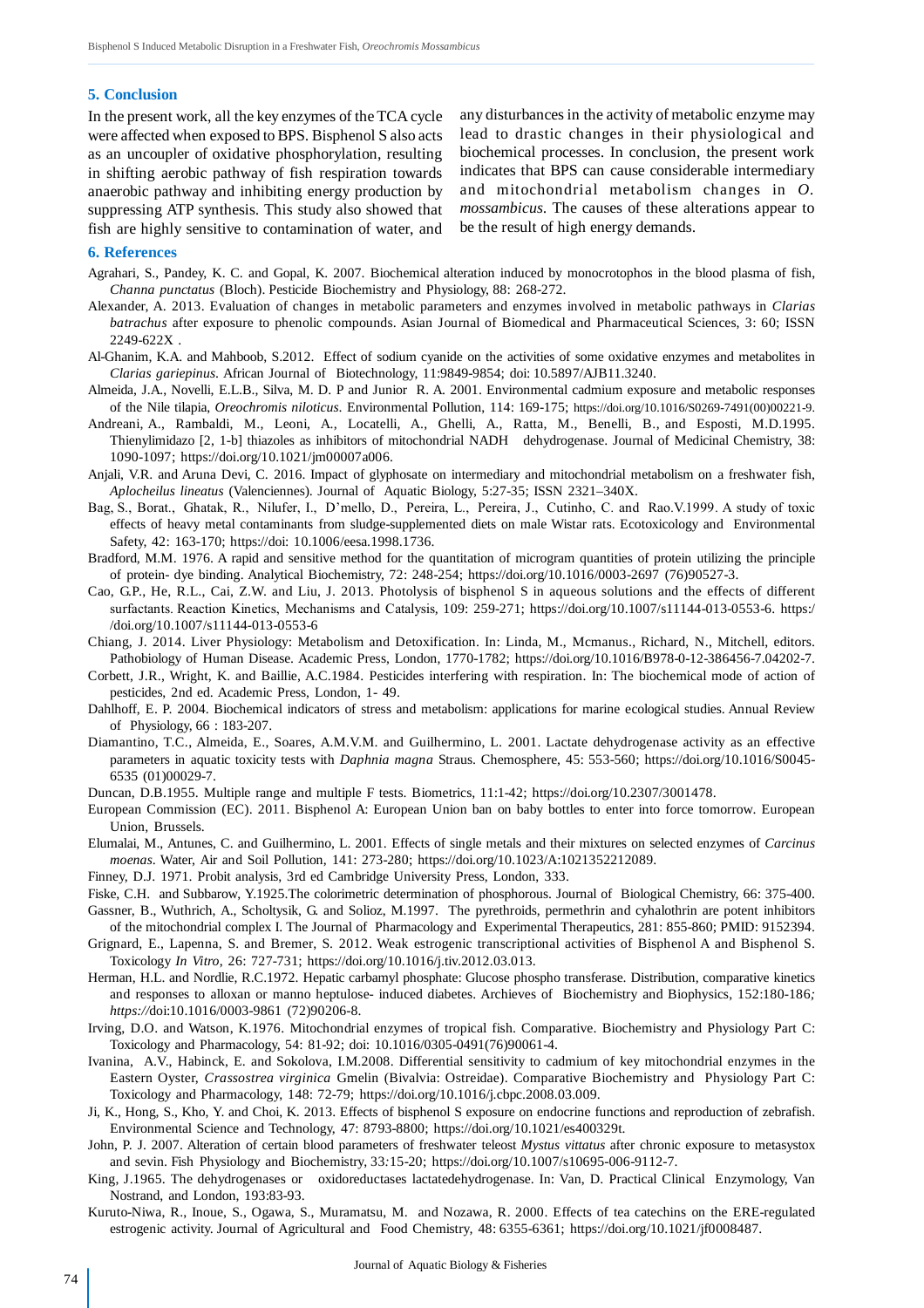## 5. Conclusion

In the present work, all the key enzymes of the TCA cycle were affected when exposed to BPS. Bisphenol S also acts as an uncoupler of oxidative phosphorylation, resulting in shifting aerobic pathway of fish respiration towards anaerobic pathway and inhibiting energy production by suppressing ATP synthesis. This study also showed that fish are highly sensitive to contamination of water, and any disturbances in the activity of metabolic enzyme may lead to drastic changes in their physiological and biochemical processes. In conclusion, the present work indicates that BPS can cause considerable intermediary and mitochondrial metabolism changes in *O. mossambicus*. The causes of these alterations appear to be the result of high energy demands.

## 6. References

Agrahari, S., Pandey, K. C. and Gopal, K. 2007. Biochemical alteration induced by monocrotophos in the blood plasma of fish, *Channa punctatus* (Bloch). Pesticide Biochemistry and Physiology, 88: 268-272.

Alexander, A. 2013. Evaluation of changes in metabolic parameters and enzymes involved in metabolic pathways in *Clarias batrachus* after exposure to phenolic compounds. Asian Journal of Biomedical and Pharmaceutical Sciences, 3: 60; ISSN 2249-622X .

Al-Ghanim, K.A. and Mahboob, S.2012. Effect of sodium cyanide on the activities of some oxidative enzymes and metabolites in *Clarias gariepinus*. African Journal of Biotechnology, 11:9849-9854; doi: 10.5897/AJB11.3240.

Almeida, J.A., Novelli, E.L.B., Silva, M. D. P and Junior R. A. 2001. Environmental cadmium exposure and metabolic responses of the Nile tilapia, *Oreochromis niloticus*. Environmental Pollution, 114: 169-175; https://doi.org/10.1016/S0269-7491(00)00221-9.

Andreani, A., Rambaldi, M., Leoni, A., Locatelli, A., Ghelli, A., Ratta, M., Benelli, B., and Esposti, M.D.1995. Thienylimidazo [2, 1-b] thiazoles as inhibitors of mitochondrial NADH dehydrogenase. Journal of Medicinal Chemistry, 38: 1090-1097; https://doi.org/10.1021/jm00007a006.

Anjali, V.R. and Aruna Devi, C. 2016. Impact of glyphosate on intermediary and mitochondrial metabolism on a freshwater fish, *Aplocheilus lineatus* (Valenciennes). Journal of Aquatic Biology, 5:27-35; ISSN 2321–340X.

Bag, S., Borat., Ghatak, R., Nilufer, I., D'mello, D., Pereira, L., Pereira, J., Cutinho, C. and Rao.V.1999. A study of toxic effects of heavy metal contaminants from sludge-supplemented diets on male Wistar rats. Ecotoxicology and Environmental Safety, 42: 163-170; https://doi: 10.1006/eesa.1998.1736.

Bradford, M.M. 1976. A rapid and sensitive method for the quantitation of microgram quantities of protein utilizing the principle of protein- dye binding. Analytical Biochemistry, 72: 248-254; https://doi.org/10.1016/0003-2697 (76)90527-3.

Cao, G.P., He, R.L., Cai, Z.W. and Liu, J. 2013. Photolysis of bisphenol S in aqueous solutions and the effects of different surfactants. Reaction Kinetics, Mechanisms and Catalysis, 109: 259-271; https://doi.org/10.1007/s11144-013-0553-6. https://doi.org/10.1007/s11144-013-0553-6

Chiang, J. 2014. Liver Physiology: Metabolism and Detoxification. In: Linda, M., Mcmanus., Richard, N., Mitchell, editors. Pathobiology of Human Disease. Academic Press, London, 1770-1782; https://doi.org/10.1016/B978-0-12-386456-7.04202-7.

Corbett, J.R., Wright, K. and Baillie, A.C.1984. Pesticides interfering with respiration. In: The biochemical mode of action of pesticides, 2nd ed. Academic Press, London, 1- 49.

Dahlhoff, E. P. 2004. Biochemical indicators of stress and metabolism: applications for marine ecological studies. Annual Review of Physiology, 66 : 183-207.

Diamantino, T.C., Almeida, E., Soares, A.M.V.M. and Guilhermino, L. 2001. Lactate dehydrogenase activity as an effective parameters in aquatic toxicity tests with *Daphnia magna* Straus. Chemosphere, 45: 553-560; https://doi.org/10.1016/S0045-6535 (01)00029-7.

Duncan, D.B.1955. Multiple range and multiple F tests. Biometrics, 11:1-42; https://doi.org/10.2307/3001478.

European Commission (EC). 2011. Bisphenol A: European Union ban on baby bottles to enter into force tomorrow. European Union, Brussels.

Elumalai, M., Antunes, C. and Guilhermino, L. 2001. Effects of single metals and their mixtures on selected enzymes of *Carcinus moenas*. Water, Air and Soil Pollution, 141: 273-280; https://doi.org/10.1023/A:1021352212089.

Finney, D.J. 1971. Probit analysis, 3rd ed Cambridge University Press, London, 333.

Fiske, C.H. and Subbarow, Y.1925.The colorimetric determination of phosphorous. Journal of Biological Chemistry, 66: 375-400.

Gassner, B., Wuthrich, A., Scholtysik, G. and Solioz, M.1997. The pyrethroids, permethrin and cyhalothrin are potent inhibitors of the mitochondrial complex I. The Journal of Pharmacology and Experimental Therapeutics, 281: 855-860; PMID: 9152394.

Grignard, E., Lapenna, S. and Bremer, S. 2012. Weak estrogenic transcriptional activities of Bisphenol A and Bisphenol S. Toxicology *In Vitro*, 26: 727-731; https://doi.org/10.1016/j.tiv.2012.03.013.

Herman, H.L. and Nordlie, R.C.1972. Hepatic carbamyl phosphate: Glucose phospho transferase. Distribution, comparative kinetics and responses to alloxan or manno heptulose- induced diabetes. Archieves of Biochemistry and Biophysics, 152:180-186*; https://*doi:10.1016/0003-9861 (72)90206-8.

Irving, D.O. and Watson, K.1976. Mitochondrial enzymes of tropical fish. Comparative. Biochemistry and Physiology Part C: Toxicology and Pharmacology, 54: 81-92; doi: 10.1016/0305-0491(76)90061-4.

Ivanina, A.V., Habinck, E. and Sokolova, I.M.2008. Differential sensitivity to cadmium of key mitochondrial enzymes in the Eastern Oyster, *Crassostrea virginica* Gmelin (Bivalvia: Ostreidae). Comparative Biochemistry and Physiology Part C: Toxicology and Pharmacology, 148: 72-79; https://doi.org/10.1016/j.cbpc.2008.03.009.

Ji, K., Hong, S., Kho, Y. and Choi, K. 2013. Effects of bisphenol S exposure on endocrine functions and reproduction of zebrafish. Environmental Science and Technology, 47: 8793-8800; https://doi.org/10.1021/es400329t.

John, P. J. 2007. Alteration of certain blood parameters of freshwater teleost *Mystus vittatus* after chronic exposure to metasystox and sevin. Fish Physiology and Biochemistry, 33:15-20; https://doi.org/10.1007/s10695-006-9112-7.

King, J.1965. The dehydrogenases or oxidoreductases lactatedehydrogenase. In: Van, D. Practical Clinical Enzymology, Van Nostrand, and London, 193:83-93.

Kuruto-Niwa, R., Inoue, S., Ogawa, S., Muramatsu, M. and Nozawa, R. 2000. Effects of tea catechins on the ERE-regulated estrogenic activity. Journal of Agricultural and Food Chemistry, 48: 6355-6361; https://doi.org/10.1021/jf0008487.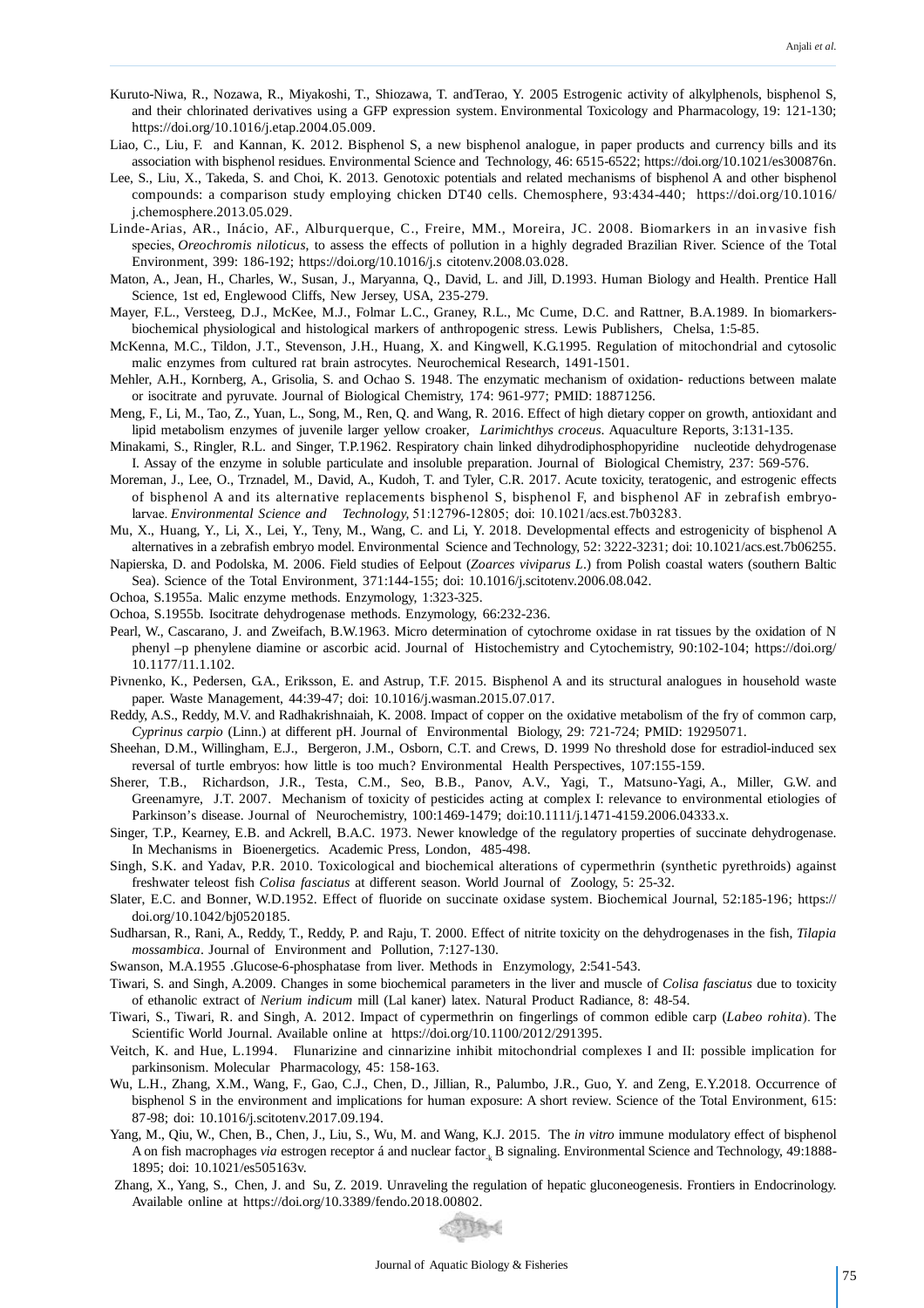Kuruto-Niwa, R., Nozawa, R., Miyakoshi, T., Shiozawa, T. andTerao, Y. 2005 Estrogenic activity of alkylphenols, bisphenol S, and their chlorinated derivatives using a GFP expression system. Environmental Toxicology and Pharmacology, 19: 121-130; https://doi.org/10.1016/j.etap.2004.05.009.

Liao, C., Liu, F. and Kannan, K. 2012. Bisphenol S, a new bisphenol analogue, in paper products and currency bills and its association with bisphenol residues. Environmental Science and Technology, 46: 6515-6522; https://doi.org/10.1021/es300876n.

Lee, S., Liu, X., Takeda, S. and Choi, K. 2013. Genotoxic potentials and related mechanisms of bisphenol A and other bisphenol compounds: a comparison study employing chicken DT40 cells. Chemosphere, 93:434-440; https://doi.org/10.1016/j.chemosphere.2013.05.029.

Linde-Arias, AR., Inácio, AF., Alburquerque, C., Freire, MM., Moreira, JC. 2008. Biomarkers in an invasive fish species, *Oreochromis niloticus*, to assess the effects of pollution in a highly degraded Brazilian River. Science of the Total Environment, 399: 186-192; https://doi.org/10.1016/j.s citotenv.2008.03.028.

Maton, A., Jean, H., Charles, W., Susan, J., Maryanna, Q., David, L. and Jill, D.1993. Human Biology and Health. Prentice Hall Science, 1st ed, Englewood Cliffs, New Jersey, USA, 235-279.

Mayer, F.L., Versteeg, D.J., McKee, M.J., Folmar L.C., Graney, R.L., Mc Cume, D.C. and Rattner, B.A.1989. In biomarkers-biochemical physiological and histological markers of anthropogenic stress. Lewis Publishers, Chelsa, 1:5-85.

McKenna, M.C., Tildon, J.T., Stevenson, J.H., Huang, X. and Kingwell, K.G.1995. Regulation of mitochondrial and cytosolic malic enzymes from cultured rat brain astrocytes. Neurochemical Research, 1491-1501.

Mehler, A.H., Kornberg, A., Grisolia, S. and Ochao S. 1948. The enzymatic mechanism of oxidation- reductions between malate or isocitrate and pyruvate. Journal of Biological Chemistry, 174: 961-977; PMID: 18871256.

Meng, F., Li, M., Tao, Z., Yuan, L., Song, M., Ren, Q. and Wang, R. 2016. Effect of high dietary copper on growth, antioxidant and lipid metabolism enzymes of juvenile larger yellow croaker, *Larimichthys croceus*. Aquaculture Reports, 3:131-135.

Minakami, S., Ringler, R.L. and Singer, T.P.1962. Respiratory chain linked dihydrodiphosphopyridine nucleotide dehydrogenase I. Assay of the enzyme in soluble particulate and insoluble preparation. Journal of Biological Chemistry, 237: 569-576.

Moreman, J., Lee, O., Trznadel, M., David, A., Kudoh, T. and Tyler, C.R. 2017. Acute toxicity, teratogenic, and estrogenic effects of bisphenol A and its alternative replacements bisphenol S, bisphenol F, and bisphenol AF in zebrafish embryo-larvae. *Environmental Science and Technology,* 51:12796-12805; doi: 10.1021/acs.est.7b03283.

Mu, X., Huang, Y., Li, X., Lei, Y., Teny, M., Wang, C. and Li, Y. 2018. Developmental effects and estrogenicity of bisphenol A alternatives in a zebrafish embryo model. Environmental Science and Technology, 52: 3222-3231; doi: 10.1021/acs.est.7b06255.

Napierska, D. and Podolska, M. 2006. Field studies of Eelpout (*Zoarces viviparus L.*) from Polish coastal waters (southern Baltic Sea). Science of the Total Environment, 371:144-155; doi: 10.1016/j.scitotenv.2006.08.042.

Ochoa, S.1955a. Malic enzyme methods. Enzymology, 1:323-325.

Ochoa, S.1955b. Isocitrate dehydrogenase methods. Enzymology, 66:232-236.

Pearl, W., Cascarano, J. and Zweifach, B.W.1963. Micro determination of cytochrome oxidase in rat tissues by the oxidation of N phenyl –p phenylene diamine or ascorbic acid. Journal of Histochemistry and Cytochemistry, 90:102-104; https://doi.org/10.1177/11.1.102.

Pivnenko, K., Pedersen, G.A., Eriksson, E. and Astrup, T.F. 2015. Bisphenol A and its structural analogues in household waste paper. Waste Management, 44:39-47; doi: 10.1016/j.wasman.2015.07.017.

Reddy, A.S., Reddy, M.V. and Radhakrishnaiah, K. 2008. Impact of copper on the oxidative metabolism of the fry of common carp, *Cyprinus carpio* (Linn.) at different pH. Journal of Environmental Biology, 29: 721-724; PMID: 19295071.

Sheehan, D.M., Willingham, E.J., Bergeron, J.M., Osborn, C.T. and Crews, D. 1999 No threshold dose for estradiol-induced sex reversal of turtle embryos: how little is too much? Environmental Health Perspectives, 107:155-159.

Sherer, T.B., Richardson, J.R., Testa, C.M., Seo, B.B., Panov, A.V., Yagi, T., Matsuno-Yagi, A., Miller, G.W. and Greenamyre, J.T. 2007. Mechanism of toxicity of pesticides acting at complex I: relevance to environmental etiologies of Parkinson's disease. Journal of Neurochemistry, 100:1469-1479; doi:10.1111/j.1471-4159.2006.04333.x.

Singer, T.P., Kearney, E.B. and Ackrell, B.A.C. 1973. Newer knowledge of the regulatory properties of succinate dehydrogenase. In Mechanisms in Bioenergetics. Academic Press, London, 485-498.

Singh, S.K. and Yadav, P.R. 2010. Toxicological and biochemical alterations of cypermethrin (synthetic pyrethroids) against freshwater teleost fish *Colisa fasciatus* at different season. World Journal of Zoology, 5: 25-32.

Slater, E.C. and Bonner, W.D.1952. Effect of fluoride on succinate oxidase system. Biochemical Journal, 52:185-196; https://doi.org/10.1042/bj0520185.

Sudharsan, R., Rani, A., Reddy, T., Reddy, P. and Raju, T. 2000. Effect of nitrite toxicity on the dehydrogenases in the fish, *Tilapia mossambica*. Journal of Environment and Pollution, 7:127-130.

Swanson, M.A.1955 .Glucose-6-phosphatase from liver. Methods in Enzymology, 2:541-543.

Tiwari, S. and Singh, A.2009. Changes in some biochemical parameters in the liver and muscle of *Colisa fasciatus* due to toxicity of ethanolic extract of *Nerium indicum* mill (Lal kaner) latex. Natural Product Radiance, 8: 48-54.

Tiwari, S., Tiwari, R. and Singh, A. 2012. Impact of cypermethrin on fingerlings of common edible carp (*Labeo rohita*). The Scientific World Journal. Available online at https://doi.org/10.1100/2012/291395.

Veitch, K. and Hue, L.1994. Flunarizine and cinnarizine inhibit mitochondrial complexes I and II: possible implication for parkinsonism. Molecular Pharmacology, 45: 158-163.

Wu, L.H., Zhang, X.M., Wang, F., Gao, C.J., Chen, D., Jillian, R., Palumbo, J.R., Guo, Y. and Zeng, E.Y.2018. Occurrence of bisphenol S in the environment and implications for human exposure: A short review. Science of the Total Environment, 615: 87-98; doi: 10.1016/j.scitotenv.2017.09.194.

Yang, M., Qiu, W., Chen, B., Chen, J., Liu, S., Wu, M. and Wang, K.J. 2015. The *in vitro* immune modulatory effect of bisphenol A on fish macrophages *via* estrogen receptor á and nuclear factor$_{-k}$ B signaling. Environmental Science and Technology, 49:1888-1895; doi: 10.1021/es505163v.

Zhang, X., Yang, S., Chen, J. and Su, Z. 2019. Unraveling the regulation of hepatic gluconeogenesis. Frontiers in Endocrinology. Available online at https://doi.org/10.3389/fendo.2018.00802.